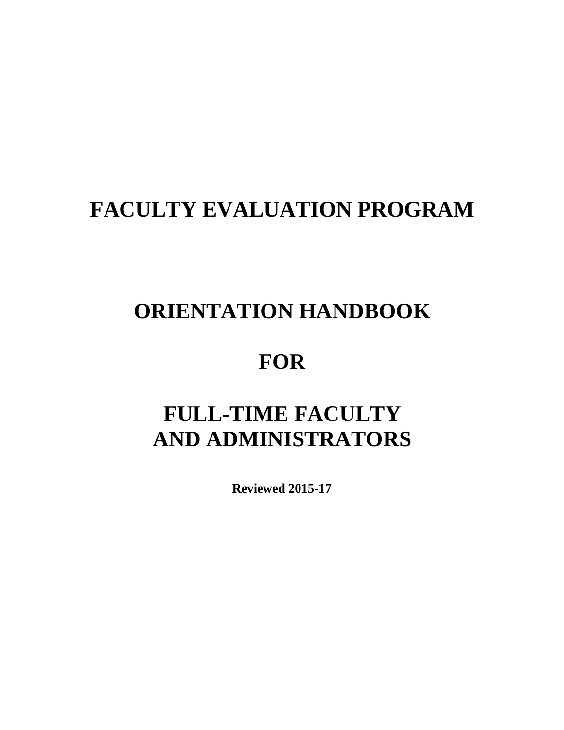# FACULTY EVALUATION PROGRAM

# ORIENTATION HANDBOOK

# FOR

# FULL-TIME FACULTY AND ADMINISTRATORS

**Reviewed 2015-17**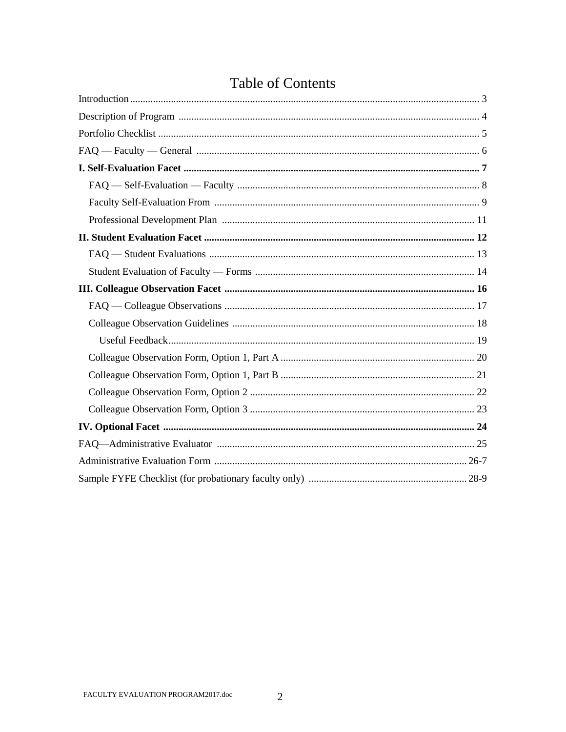# Table of Contents

Introduction ... 3

Description of Program ... 4

Portfolio Checklist ... 5

FAQ — Faculty — General ... 6

**I. Self-Evaluation Facet ... 7**

- FAQ — Self-Evaluation — Faculty ... 8
- Faculty Self-Evaluation From ... 9
- Professional Development Plan ... 11

**II. Student Evaluation Facet ... 12**

- FAQ — Student Evaluations ... 13
- Student Evaluation of Faculty — Forms ... 14

**III. Colleague Observation Facet ... 16**

- FAQ — Colleague Observations ... 17
- Colleague Observation Guidelines ... 18
  - Useful Feedback ... 19
- Colleague Observation Form, Option 1, Part A ... 20
- Colleague Observation Form, Option 1, Part B ... 21
- Colleague Observation Form, Option 2 ... 22
- Colleague Observation Form, Option 3 ... 23

**IV. Optional Facet ... 24**

FAQ—Administrative Evaluator ... 25

Administrative Evaluation Form ... 26-7

Sample FYFE Checklist (for probationary faculty only) ... 28-9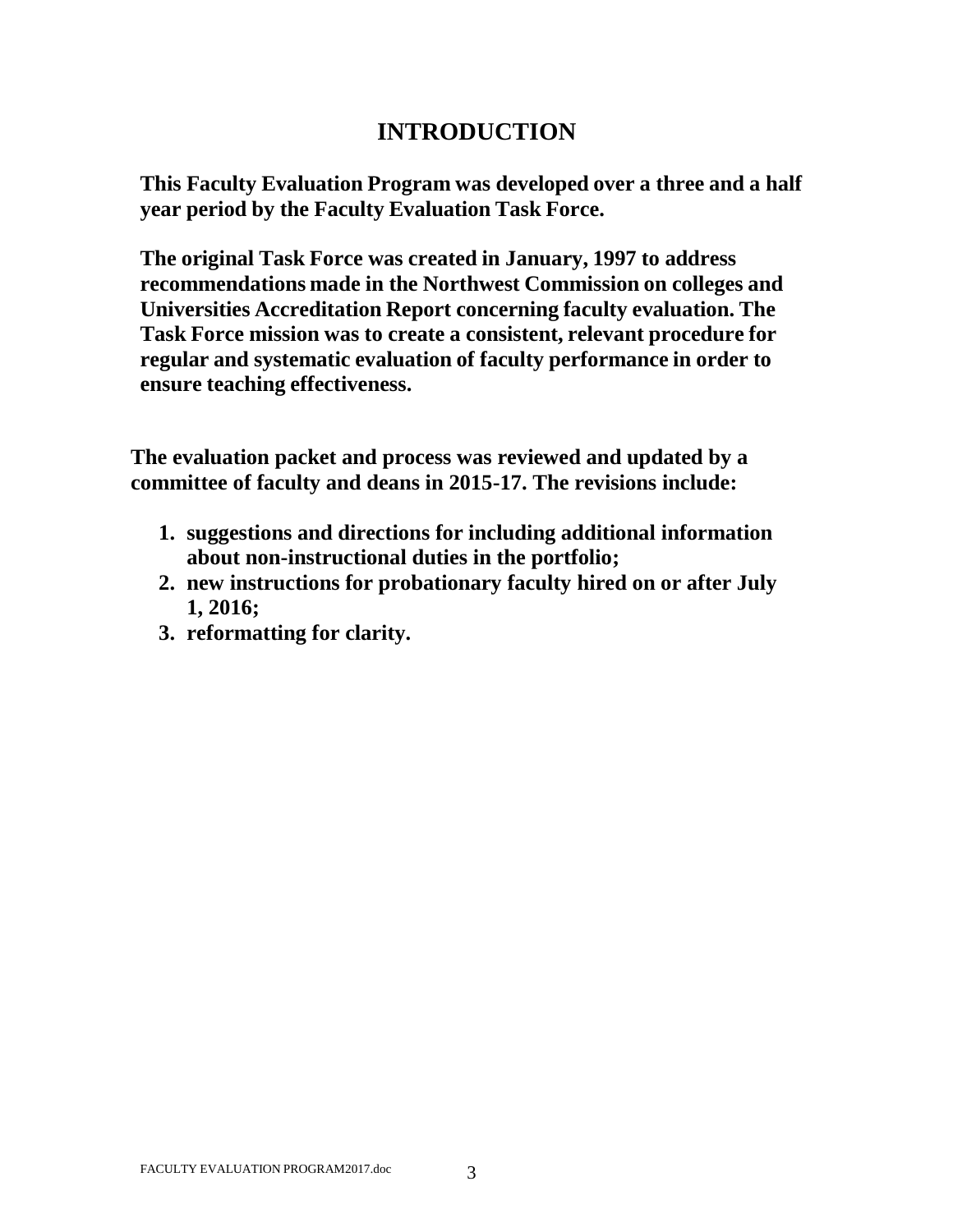# INTRODUCTION

**This Faculty Evaluation Program was developed over a three and a half year period by the Faculty Evaluation Task Force.**

**The original Task Force was created in January, 1997 to address recommendations made in the Northwest Commission on colleges and Universities Accreditation Report concerning faculty evaluation. The Task Force mission was to create a consistent, relevant procedure for regular and systematic evaluation of faculty performance in order to ensure teaching effectiveness.**

**The evaluation packet and process was reviewed and updated by a committee of faculty and deans in 2015-17. The revisions include:**

1. **suggestions and directions for including additional information about non-instructional duties in the portfolio;**
2. **new instructions for probationary faculty hired on or after July 1, 2016;**
3. **reformatting for clarity.**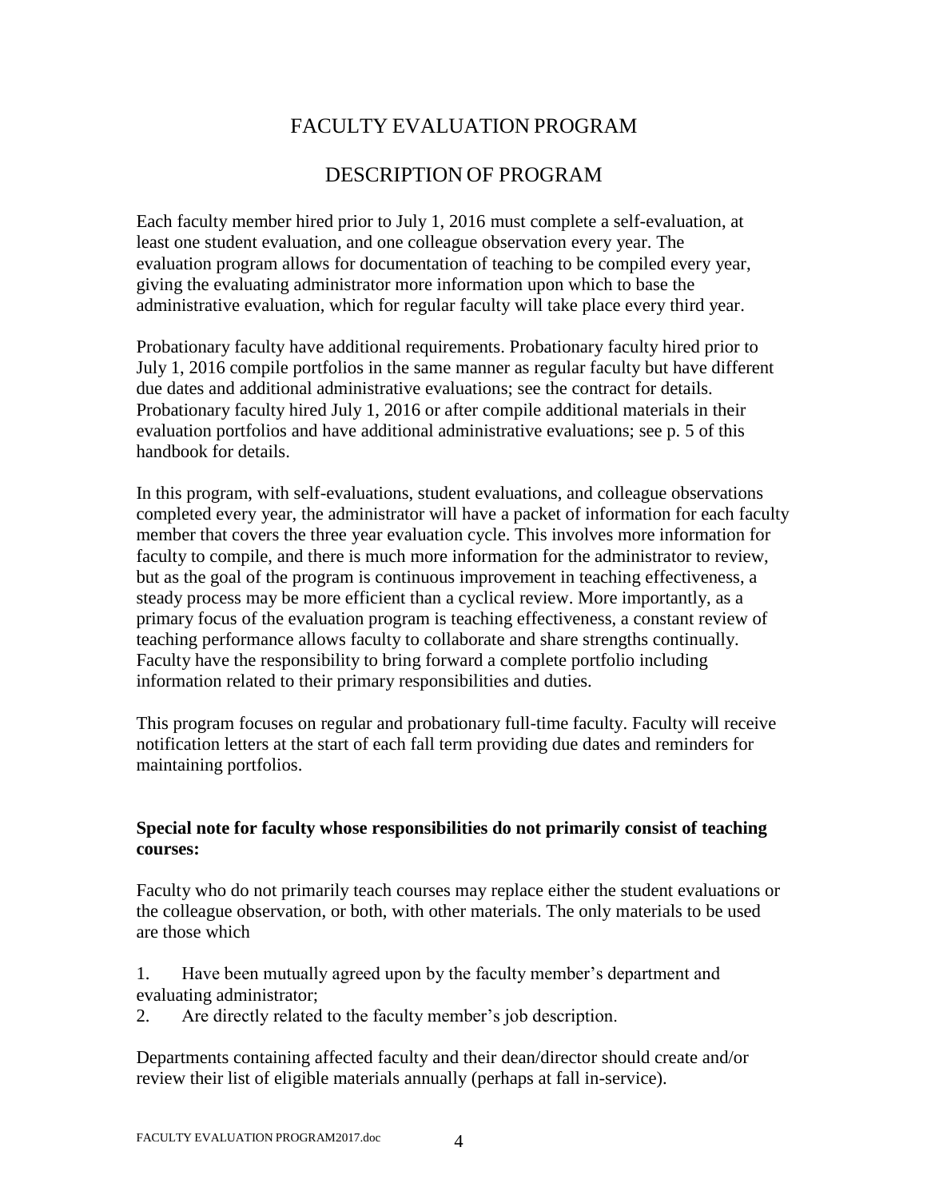# FACULTY EVALUATION PROGRAM

## DESCRIPTION OF PROGRAM

Each faculty member hired prior to July 1, 2016 must complete a self-evaluation, at least one student evaluation, and one colleague observation every year. The evaluation program allows for documentation of teaching to be compiled every year, giving the evaluating administrator more information upon which to base the administrative evaluation, which for regular faculty will take place every third year.

Probationary faculty have additional requirements. Probationary faculty hired prior to July 1, 2016 compile portfolios in the same manner as regular faculty but have different due dates and additional administrative evaluations; see the contract for details. Probationary faculty hired July 1, 2016 or after compile additional materials in their evaluation portfolios and have additional administrative evaluations; see p. 5 of this handbook for details.

In this program, with self-evaluations, student evaluations, and colleague observations completed every year, the administrator will have a packet of information for each faculty member that covers the three year evaluation cycle. This involves more information for faculty to compile, and there is much more information for the administrator to review, but as the goal of the program is continuous improvement in teaching effectiveness, a steady process may be more efficient than a cyclical review. More importantly, as a primary focus of the evaluation program is teaching effectiveness, a constant review of teaching performance allows faculty to collaborate and share strengths continually. Faculty have the responsibility to bring forward a complete portfolio including information related to their primary responsibilities and duties.

This program focuses on regular and probationary full-time faculty. Faculty will receive notification letters at the start of each fall term providing due dates and reminders for maintaining portfolios.

**Special note for faculty whose responsibilities do not primarily consist of teaching courses:**

Faculty who do not primarily teach courses may replace either the student evaluations or the colleague observation, or both, with other materials. The only materials to be used are those which

1. Have been mutually agreed upon by the faculty member's department and evaluating administrator;
2. Are directly related to the faculty member's job description.

Departments containing affected faculty and their dean/director should create and/or review their list of eligible materials annually (perhaps at fall in-service).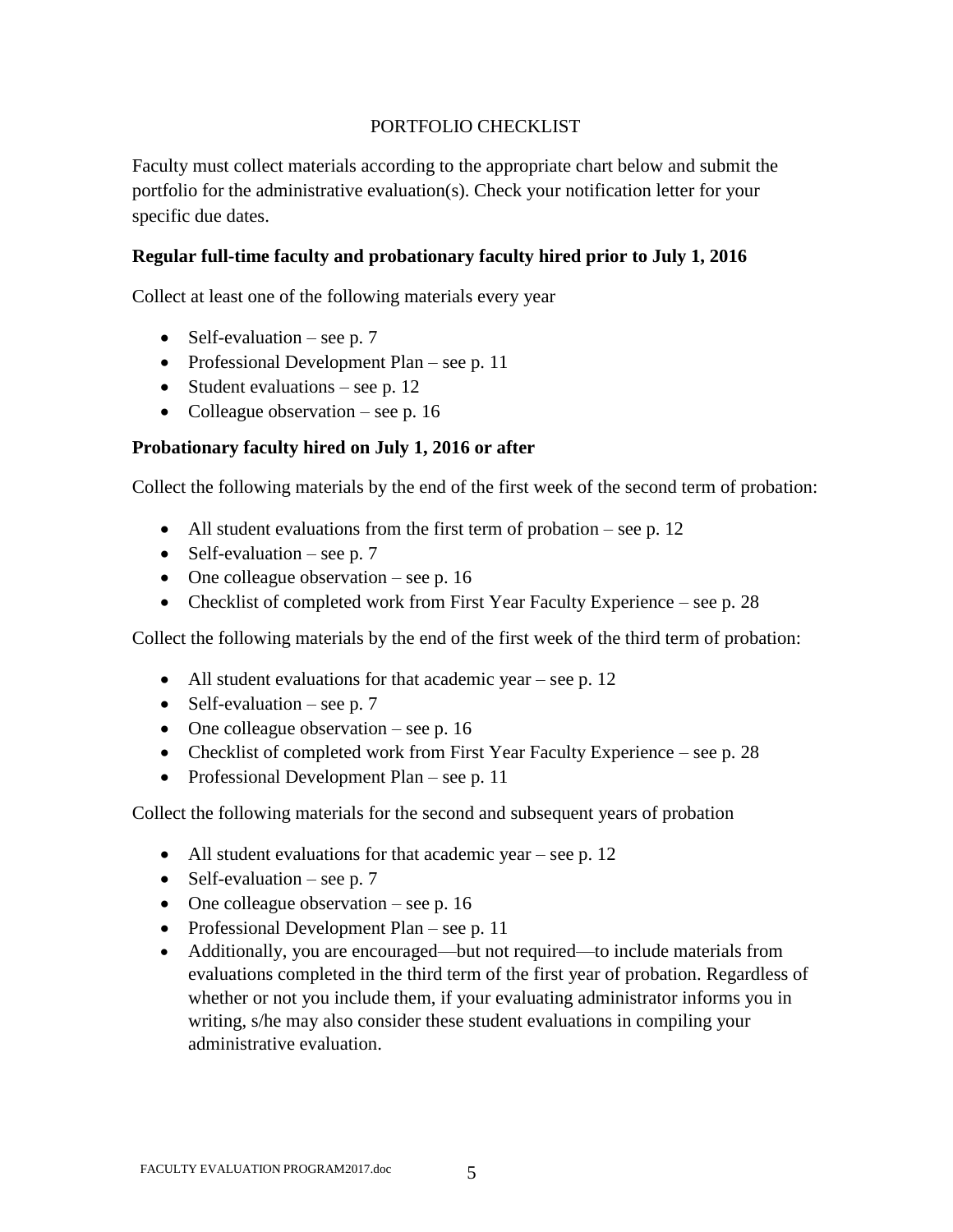# PORTFOLIO CHECKLIST

Faculty must collect materials according to the appropriate chart below and submit the portfolio for the administrative evaluation(s). Check your notification letter for your specific due dates.

**Regular full-time faculty and probationary faculty hired prior to July 1, 2016**

Collect at least one of the following materials every year

- Self-evaluation – see p. 7
- Professional Development Plan – see p. 11
- Student evaluations – see p. 12
- Colleague observation – see p. 16

**Probationary faculty hired on July 1, 2016 or after**

Collect the following materials by the end of the first week of the second term of probation:

- All student evaluations from the first term of probation – see p. 12
- Self-evaluation – see p. 7
- One colleague observation – see p. 16
- Checklist of completed work from First Year Faculty Experience – see p. 28

Collect the following materials by the end of the first week of the third term of probation:

- All student evaluations for that academic year – see p. 12
- Self-evaluation – see p. 7
- One colleague observation – see p. 16
- Checklist of completed work from First Year Faculty Experience – see p. 28
- Professional Development Plan – see p. 11

Collect the following materials for the second and subsequent years of probation

- All student evaluations for that academic year – see p. 12
- Self-evaluation – see p. 7
- One colleague observation – see p. 16
- Professional Development Plan – see p. 11
- Additionally, you are encouraged—but not required—to include materials from evaluations completed in the third term of the first year of probation. Regardless of whether or not you include them, if your evaluating administrator informs you in writing, s/he may also consider these student evaluations in compiling your administrative evaluation.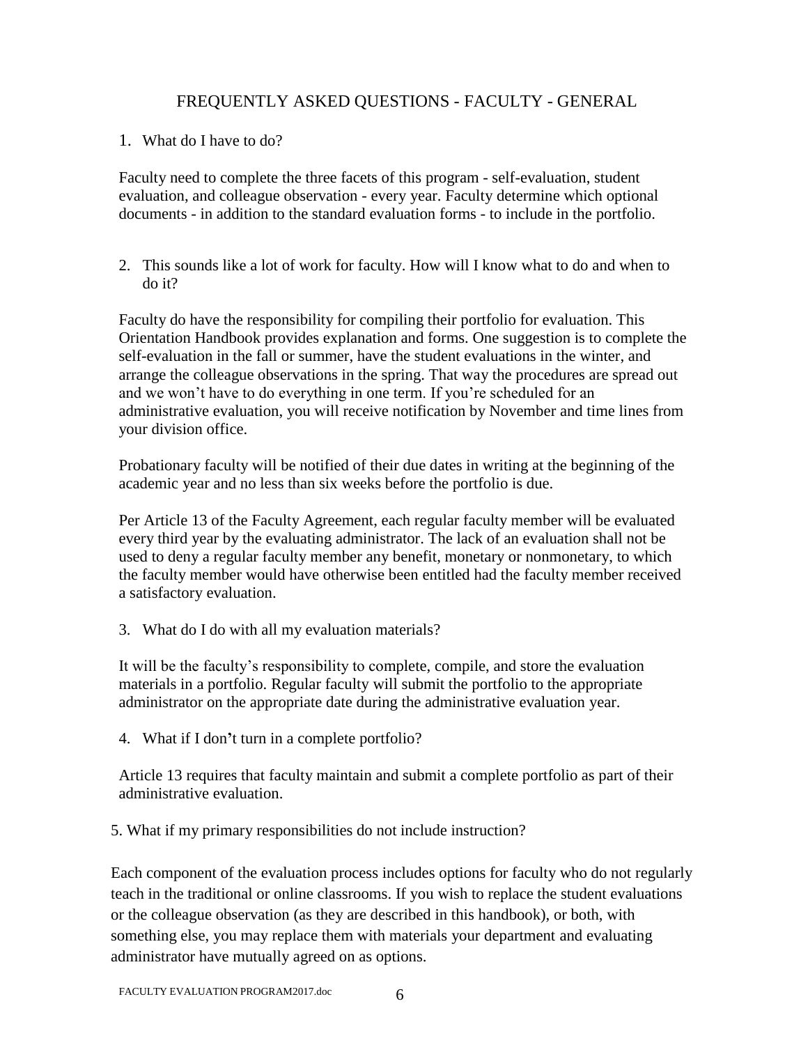## FREQUENTLY ASKED QUESTIONS - FACULTY - GENERAL

1. What do I have to do?

Faculty need to complete the three facets of this program - self-evaluation, student evaluation, and colleague observation - every year. Faculty determine which optional documents - in addition to the standard evaluation forms - to include in the portfolio.

2. This sounds like a lot of work for faculty. How will I know what to do and when to do it?

Faculty do have the responsibility for compiling their portfolio for evaluation. This Orientation Handbook provides explanation and forms. One suggestion is to complete the self-evaluation in the fall or summer, have the student evaluations in the winter, and arrange the colleague observations in the spring. That way the procedures are spread out and we won't have to do everything in one term. If you're scheduled for an administrative evaluation, you will receive notification by November and time lines from your division office.

Probationary faculty will be notified of their due dates in writing at the beginning of the academic year and no less than six weeks before the portfolio is due.

Per Article 13 of the Faculty Agreement, each regular faculty member will be evaluated every third year by the evaluating administrator. The lack of an evaluation shall not be used to deny a regular faculty member any benefit, monetary or nonmonetary, to which the faculty member would have otherwise been entitled had the faculty member received a satisfactory evaluation.

3. What do I do with all my evaluation materials?

It will be the faculty's responsibility to complete, compile, and store the evaluation materials in a portfolio. Regular faculty will submit the portfolio to the appropriate administrator on the appropriate date during the administrative evaluation year.

4. What if I don't turn in a complete portfolio?

Article 13 requires that faculty maintain and submit a complete portfolio as part of their administrative evaluation.

5. What if my primary responsibilities do not include instruction?

Each component of the evaluation process includes options for faculty who do not regularly teach in the traditional or online classrooms. If you wish to replace the student evaluations or the colleague observation (as they are described in this handbook), or both, with something else, you may replace them with materials your department and evaluating administrator have mutually agreed on as options.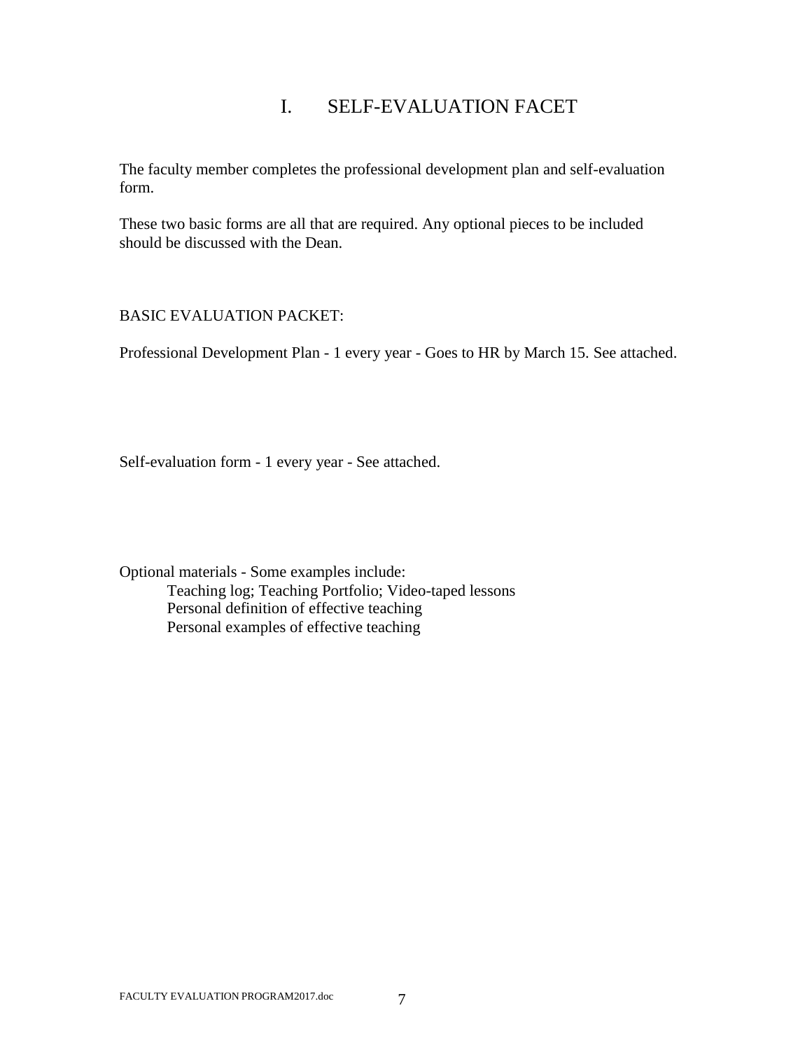# I. SELF-EVALUATION FACET

The faculty member completes the professional development plan and self-evaluation form.

These two basic forms are all that are required. Any optional pieces to be included should be discussed with the Dean.

BASIC EVALUATION PACKET:

Professional Development Plan - 1 every year - Goes to HR by March 15. See attached.

Self-evaluation form - 1 every year - See attached.

Optional materials - Some examples include:

- Teaching log; Teaching Portfolio; Video-taped lessons
- Personal definition of effective teaching
- Personal examples of effective teaching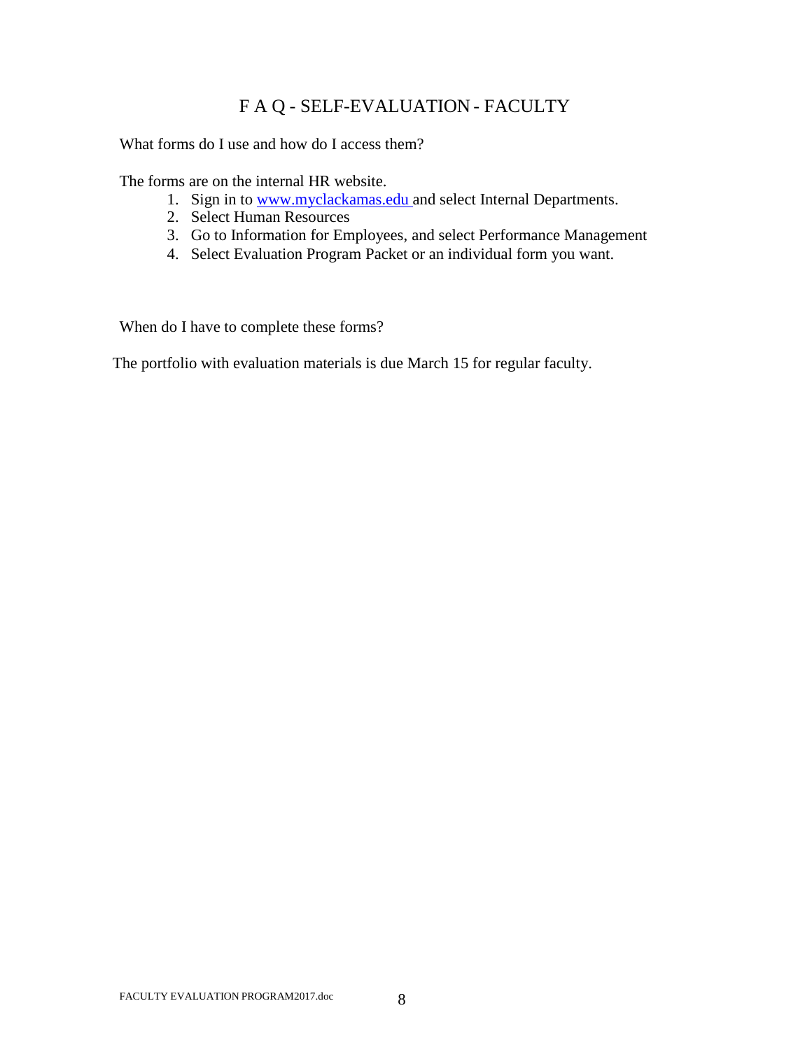# F A Q - SELF-EVALUATION - FACULTY

What forms do I use and how do I access them?

The forms are on the internal HR website.

1. Sign in to www.myclackamas.edu and select Internal Departments.
2. Select Human Resources
3. Go to Information for Employees, and select Performance Management
4. Select Evaluation Program Packet or an individual form you want.

When do I have to complete these forms?

The portfolio with evaluation materials is due March 15 for regular faculty.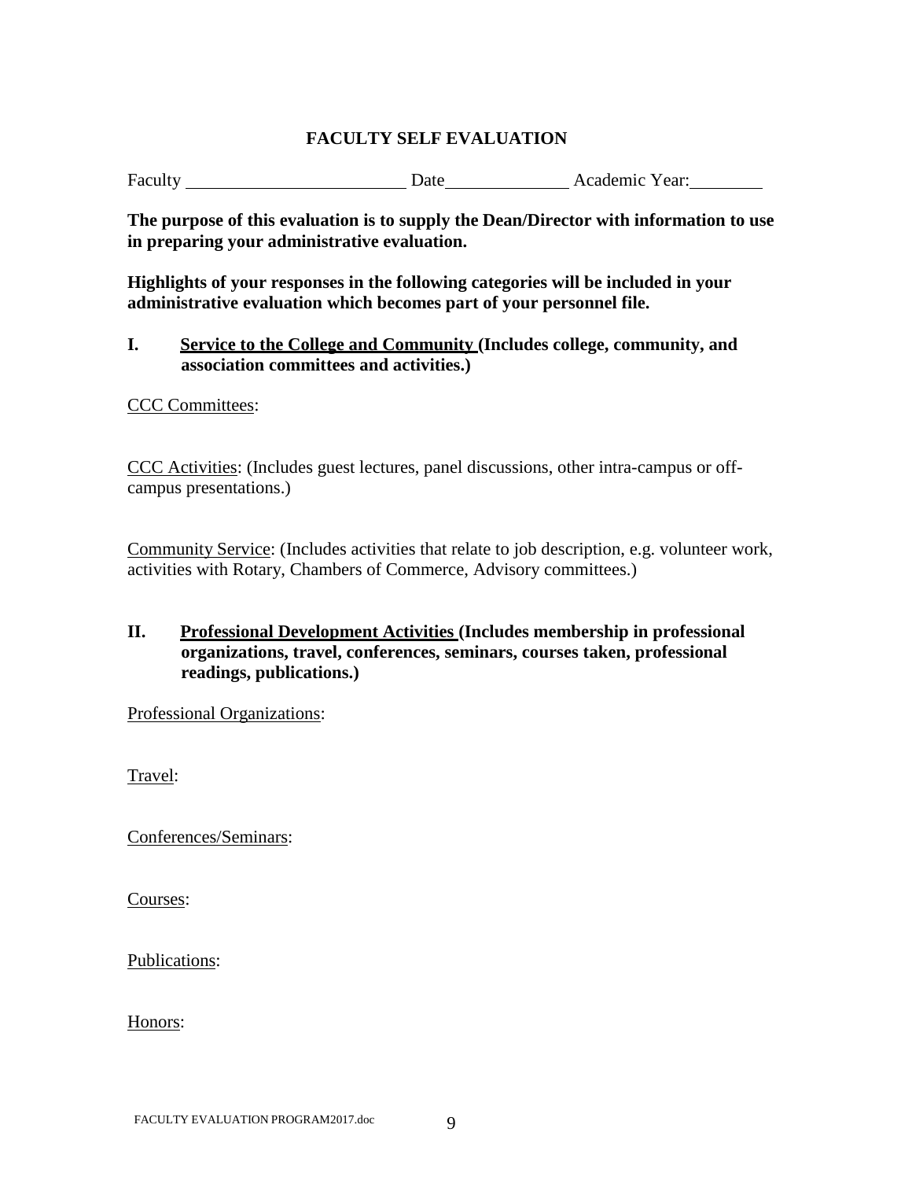# FACULTY SELF EVALUATION

Faculty ________________________ Date_____________ Academic Year:________

**The purpose of this evaluation is to supply the Dean/Director with information to use in preparing your administrative evaluation.**

**Highlights of your responses in the following categories will be included in your administrative evaluation which becomes part of your personnel file.**

## I. <u>Service to the College and Community</u> (Includes college, community, and association committees and activities.)

<u>CCC Committees</u>:

<u>CCC Activities</u>: (Includes guest lectures, panel discussions, other intra-campus or off-campus presentations.)

<u>Community Service</u>: (Includes activities that relate to job description, e.g. volunteer work, activities with Rotary, Chambers of Commerce, Advisory committees.)

## II. <u>Professional Development Activities</u> (Includes membership in professional organizations, travel, conferences, seminars, courses taken, professional readings, publications.)

<u>Professional Organizations</u>:

<u>Travel</u>:

<u>Conferences/Seminars</u>:

<u>Courses</u>:

<u>Publications</u>:

<u>Honors</u>: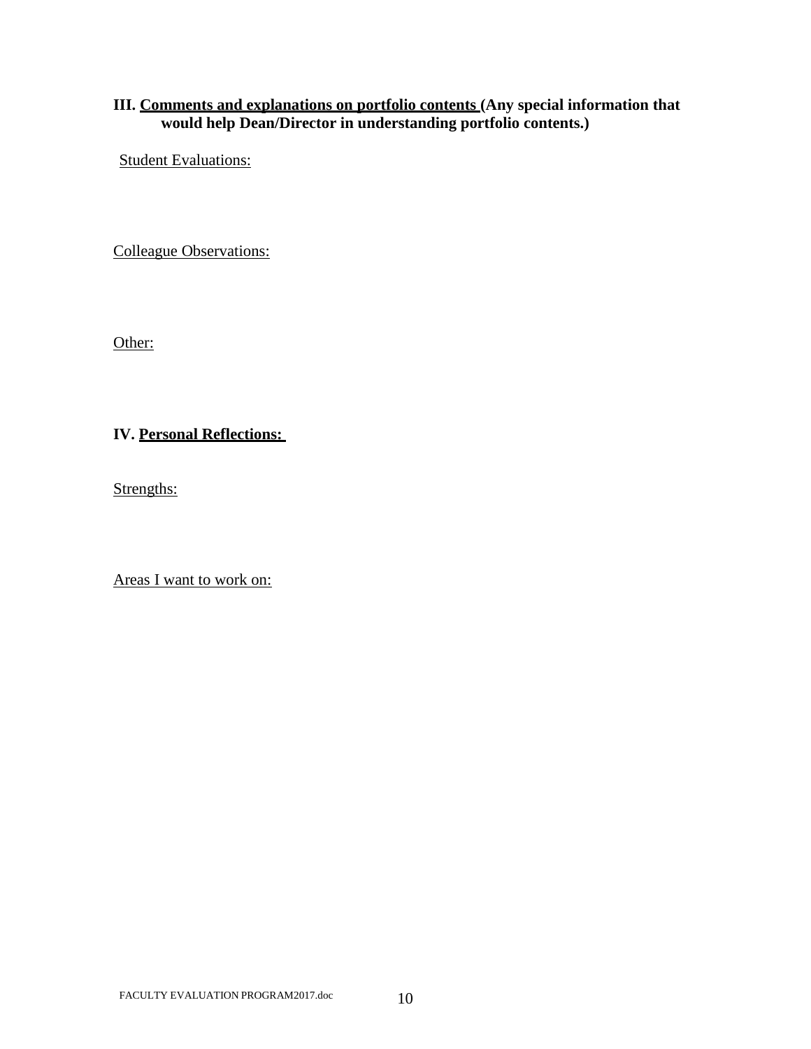**III. <u>Comments and explanations on portfolio contents</u> (Any special information that would help Dean/Director in understanding portfolio contents.)**

<u>Student Evaluations:</u>

<u>Colleague Observations:</u>

<u>Other:</u>

**IV. <u>Personal Reflections:</u>**

<u>Strengths:</u>

<u>Areas I want to work on:</u>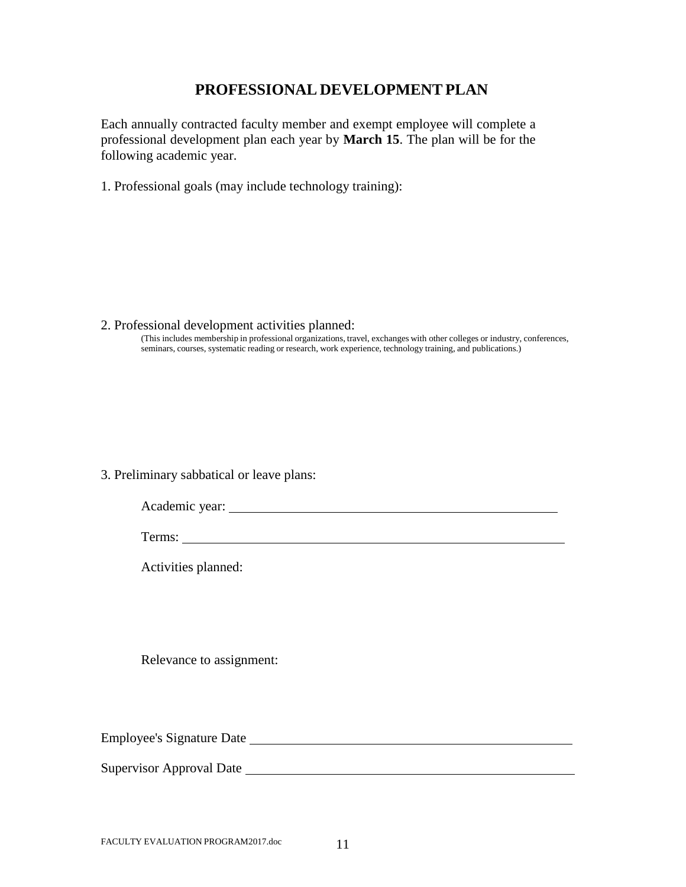# PROFESSIONAL DEVELOPMENT PLAN

Each annually contracted faculty member and exempt employee will complete a professional development plan each year by **March 15**. The plan will be for the following academic year.

1. Professional goals (may include technology training):

2. Professional development activities planned:

   (This includes membership in professional organizations, travel, exchanges with other colleges or industry, conferences, seminars, courses, systematic reading or research, work experience, technology training, and publications.)

3. Preliminary sabbatical or leave plans:

   Academic year: ______________________________

   Terms: ______________________________

   Activities planned:

   Relevance to assignment:

Employee's Signature Date ______________________________

Supervisor Approval Date ______________________________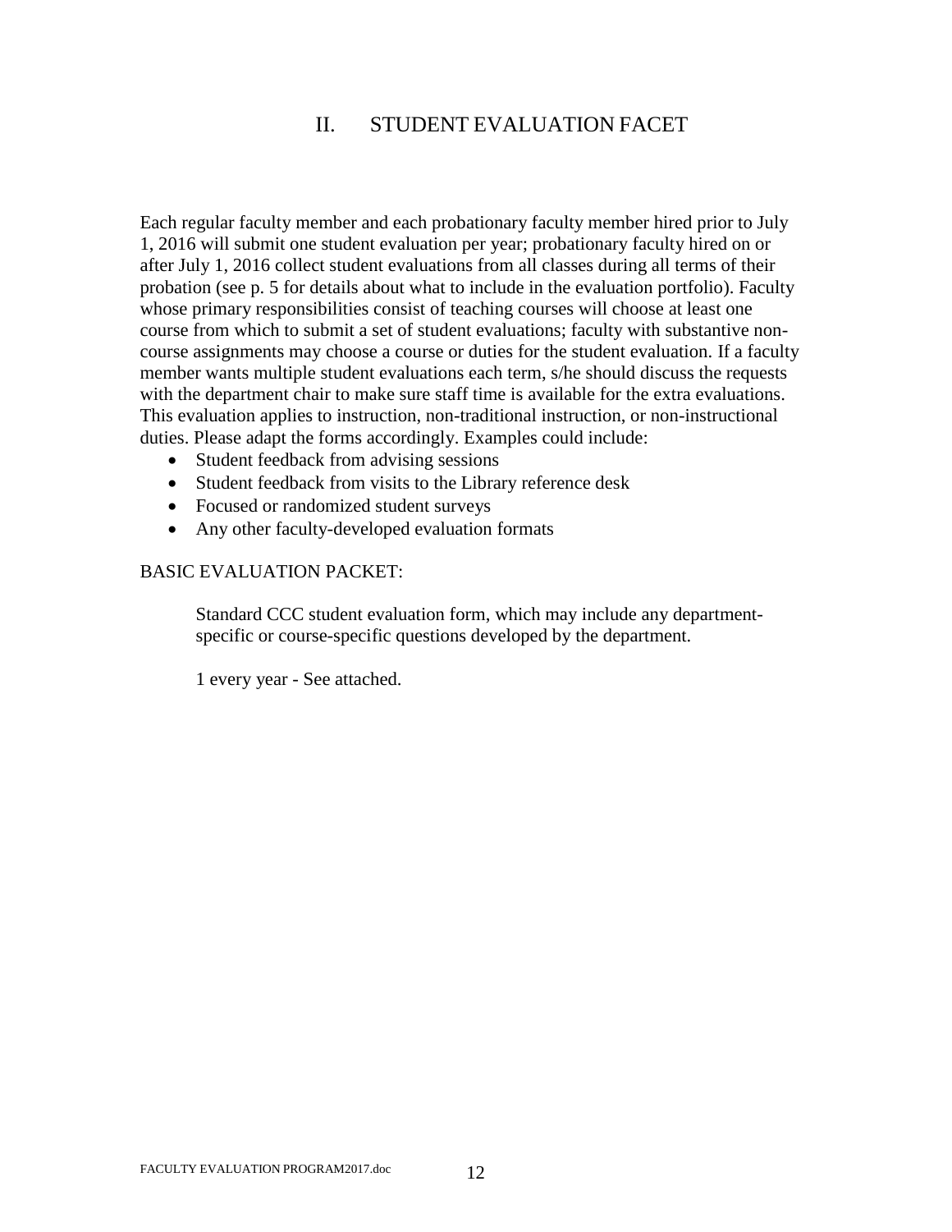## II. STUDENT EVALUATION FACET

Each regular faculty member and each probationary faculty member hired prior to July 1, 2016 will submit one student evaluation per year; probationary faculty hired on or after July 1, 2016 collect student evaluations from all classes during all terms of their probation (see p. 5 for details about what to include in the evaluation portfolio). Faculty whose primary responsibilities consist of teaching courses will choose at least one course from which to submit a set of student evaluations; faculty with substantive non-course assignments may choose a course or duties for the student evaluation. If a faculty member wants multiple student evaluations each term, s/he should discuss the requests with the department chair to make sure staff time is available for the extra evaluations. This evaluation applies to instruction, non-traditional instruction, or non-instructional duties. Please adapt the forms accordingly. Examples could include:

- Student feedback from advising sessions
- Student feedback from visits to the Library reference desk
- Focused or randomized student surveys
- Any other faculty-developed evaluation formats

BASIC EVALUATION PACKET:

Standard CCC student evaluation form, which may include any department-specific or course-specific questions developed by the department.

1 every year - See attached.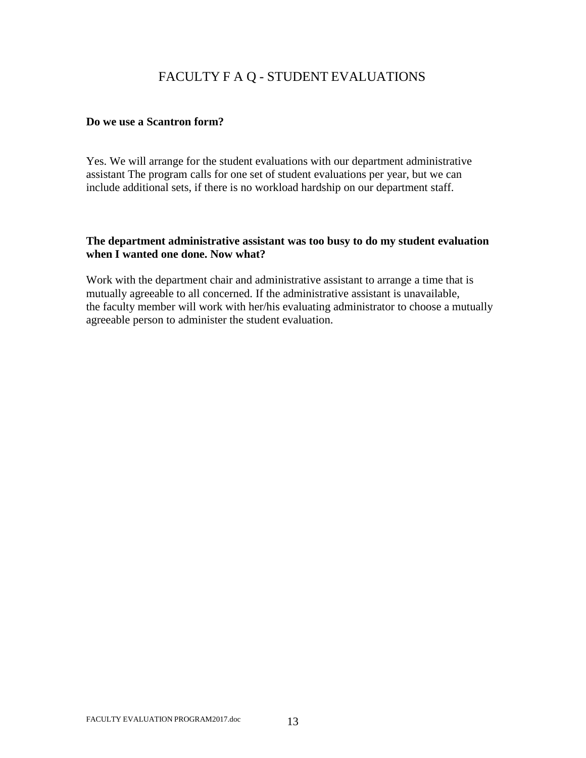# FACULTY F A Q - STUDENT EVALUATIONS

**Do we use a Scantron form?**

Yes. We will arrange for the student evaluations with our department administrative assistant The program calls for one set of student evaluations per year, but we can include additional sets, if there is no workload hardship on our department staff.

**The department administrative assistant was too busy to do my student evaluation when I wanted one done. Now what?**

Work with the department chair and administrative assistant to arrange a time that is mutually agreeable to all concerned. If the administrative assistant is unavailable, the faculty member will work with her/his evaluating administrator to choose a mutually agreeable person to administer the student evaluation.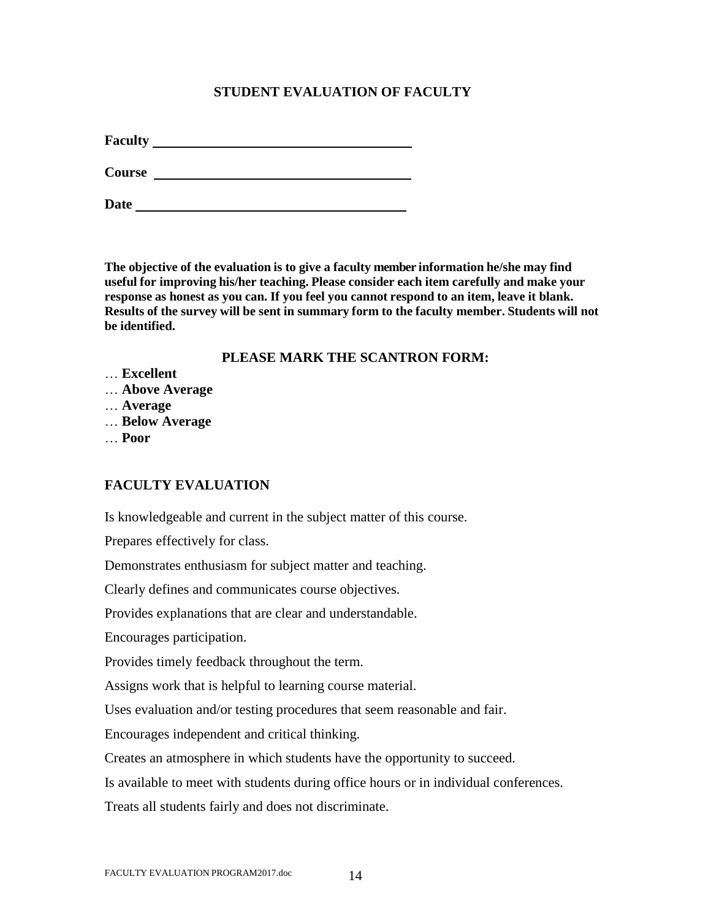## STUDENT EVALUATION OF FACULTY

**Faculty** ________________________________

**Course** ________________________________

**Date** ________________________________

**The objective of the evaluation is to give a faculty member information he/she may find useful for improving his/her teaching. Please consider each item carefully and make your response as honest as you can. If you feel you cannot respond to an item, leave it blank. Results of the survey will be sent in summary form to the faculty member. Students will not be identified.**

**PLEASE MARK THE SCANTRON FORM:**

… **Excellent**
… **Above Average**
… **Average**
… **Below Average**
… **Poor**

### FACULTY EVALUATION

Is knowledgeable and current in the subject matter of this course.

Prepares effectively for class.

Demonstrates enthusiasm for subject matter and teaching.

Clearly defines and communicates course objectives.

Provides explanations that are clear and understandable.

Encourages participation.

Provides timely feedback throughout the term.

Assigns work that is helpful to learning course material.

Uses evaluation and/or testing procedures that seem reasonable and fair.

Encourages independent and critical thinking.

Creates an atmosphere in which students have the opportunity to succeed.

Is available to meet with students during office hours or in individual conferences.

Treats all students fairly and does not discriminate.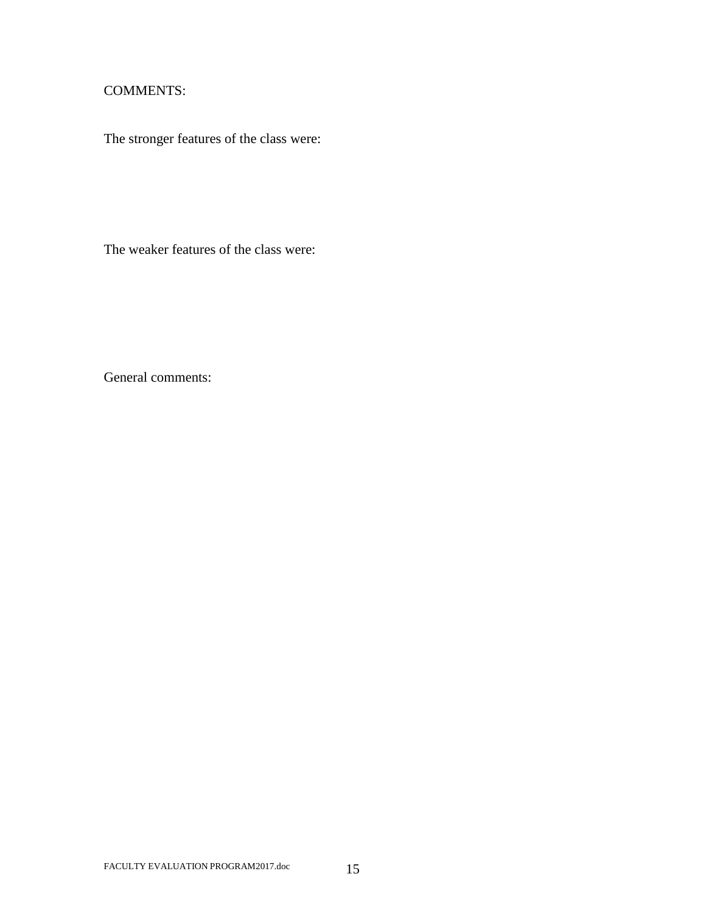COMMENTS:

The stronger features of the class were:

The weaker features of the class were:

General comments: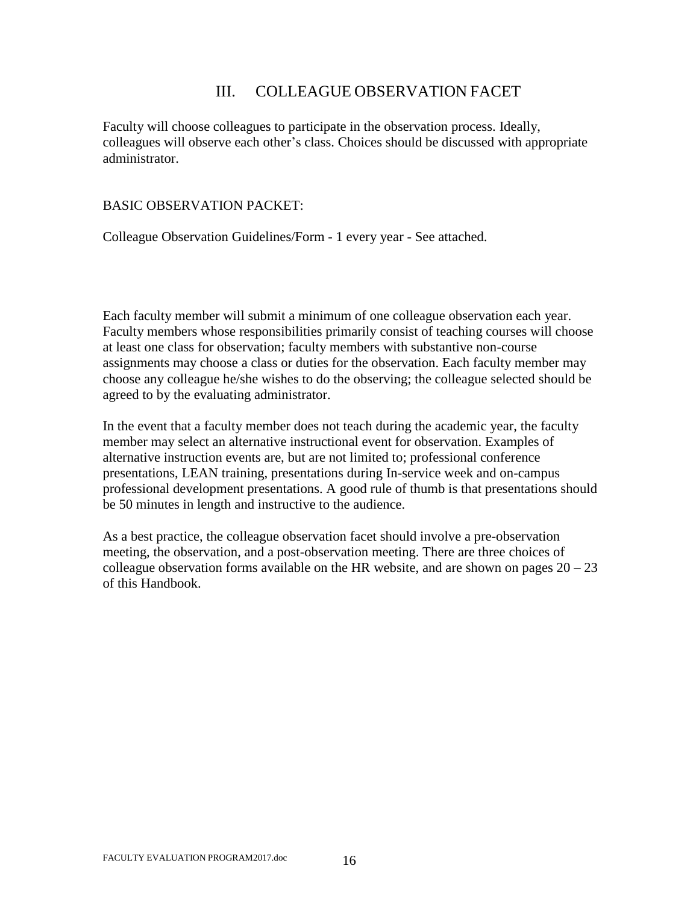## III. COLLEAGUE OBSERVATION FACET

Faculty will choose colleagues to participate in the observation process. Ideally, colleagues will observe each other's class. Choices should be discussed with appropriate administrator.

BASIC OBSERVATION PACKET:

Colleague Observation Guidelines/Form - 1 every year - See attached.

Each faculty member will submit a minimum of one colleague observation each year. Faculty members whose responsibilities primarily consist of teaching courses will choose at least one class for observation; faculty members with substantive non-course assignments may choose a class or duties for the observation. Each faculty member may choose any colleague he/she wishes to do the observing; the colleague selected should be agreed to by the evaluating administrator.

In the event that a faculty member does not teach during the academic year, the faculty member may select an alternative instructional event for observation. Examples of alternative instruction events are, but are not limited to; professional conference presentations, LEAN training, presentations during In-service week and on-campus professional development presentations. A good rule of thumb is that presentations should be 50 minutes in length and instructive to the audience.

As a best practice, the colleague observation facet should involve a pre-observation meeting, the observation, and a post-observation meeting. There are three choices of colleague observation forms available on the HR website, and are shown on pages 20 – 23 of this Handbook.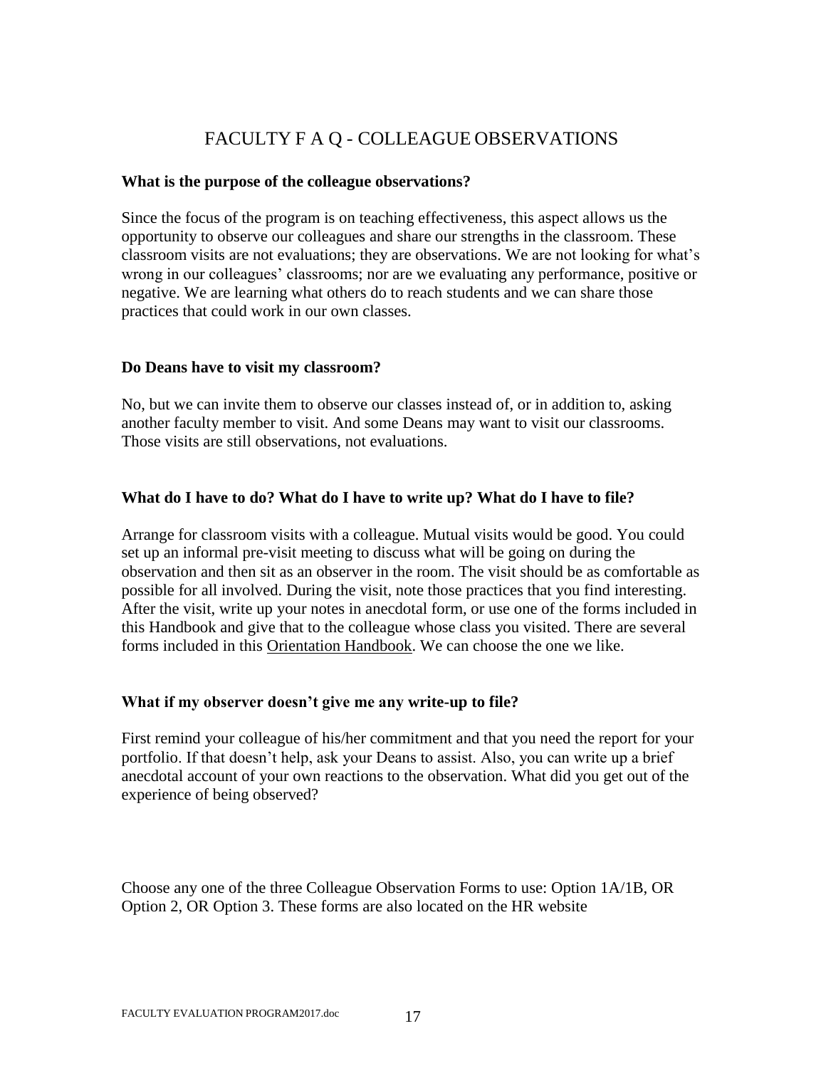# FACULTY F A Q - COLLEAGUE OBSERVATIONS

**What is the purpose of the colleague observations?**

Since the focus of the program is on teaching effectiveness, this aspect allows us the opportunity to observe our colleagues and share our strengths in the classroom. These classroom visits are not evaluations; they are observations. We are not looking for what's wrong in our colleagues' classrooms; nor are we evaluating any performance, positive or negative. We are learning what others do to reach students and we can share those practices that could work in our own classes.

**Do Deans have to visit my classroom?**

No, but we can invite them to observe our classes instead of, or in addition to, asking another faculty member to visit. And some Deans may want to visit our classrooms. Those visits are still observations, not evaluations.

**What do I have to do? What do I have to write up? What do I have to file?**

Arrange for classroom visits with a colleague. Mutual visits would be good. You could set up an informal pre-visit meeting to discuss what will be going on during the observation and then sit as an observer in the room. The visit should be as comfortable as possible for all involved. During the visit, note those practices that you find interesting. After the visit, write up your notes in anecdotal form, or use one of the forms included in this Handbook and give that to the colleague whose class you visited. There are several forms included in this Orientation Handbook. We can choose the one we like.

**What if my observer doesn't give me any write-up to file?**

First remind your colleague of his/her commitment and that you need the report for your portfolio. If that doesn't help, ask your Deans to assist. Also, you can write up a brief anecdotal account of your own reactions to the observation. What did you get out of the experience of being observed?

Choose any one of the three Colleague Observation Forms to use: Option 1A/1B, OR Option 2, OR Option 3. These forms are also located on the HR website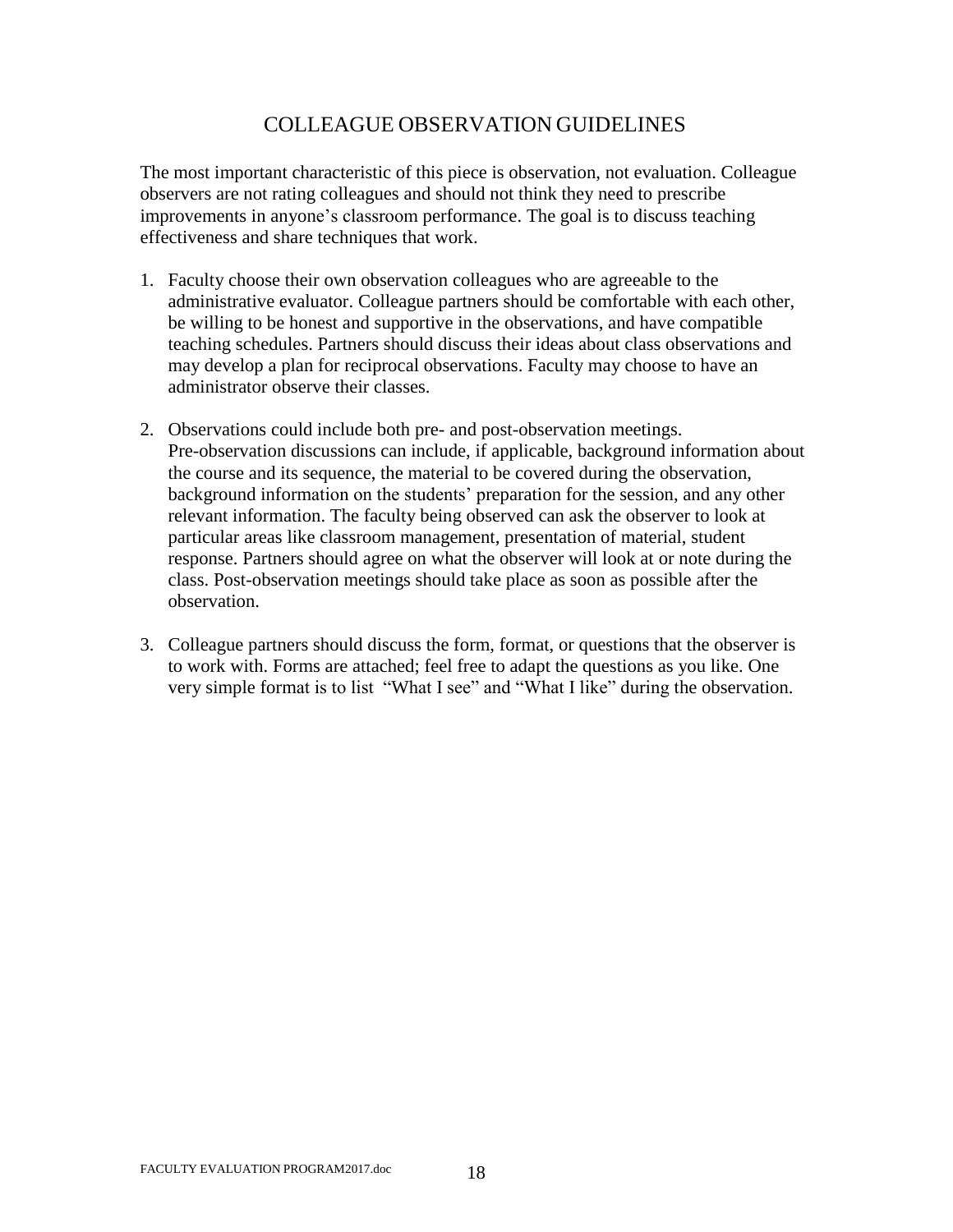# COLLEAGUE OBSERVATION GUIDELINES

The most important characteristic of this piece is observation, not evaluation. Colleague observers are not rating colleagues and should not think they need to prescribe improvements in anyone's classroom performance. The goal is to discuss teaching effectiveness and share techniques that work.

1. Faculty choose their own observation colleagues who are agreeable to the administrative evaluator. Colleague partners should be comfortable with each other, be willing to be honest and supportive in the observations, and have compatible teaching schedules. Partners should discuss their ideas about class observations and may develop a plan for reciprocal observations. Faculty may choose to have an administrator observe their classes.

2. Observations could include both pre- and post-observation meetings. Pre-observation discussions can include, if applicable, background information about the course and its sequence, the material to be covered during the observation, background information on the students' preparation for the session, and any other relevant information. The faculty being observed can ask the observer to look at particular areas like classroom management, presentation of material, student response. Partners should agree on what the observer will look at or note during the class. Post-observation meetings should take place as soon as possible after the observation.

3. Colleague partners should discuss the form, format, or questions that the observer is to work with. Forms are attached; feel free to adapt the questions as you like. One very simple format is to list "What I see" and "What I like" during the observation.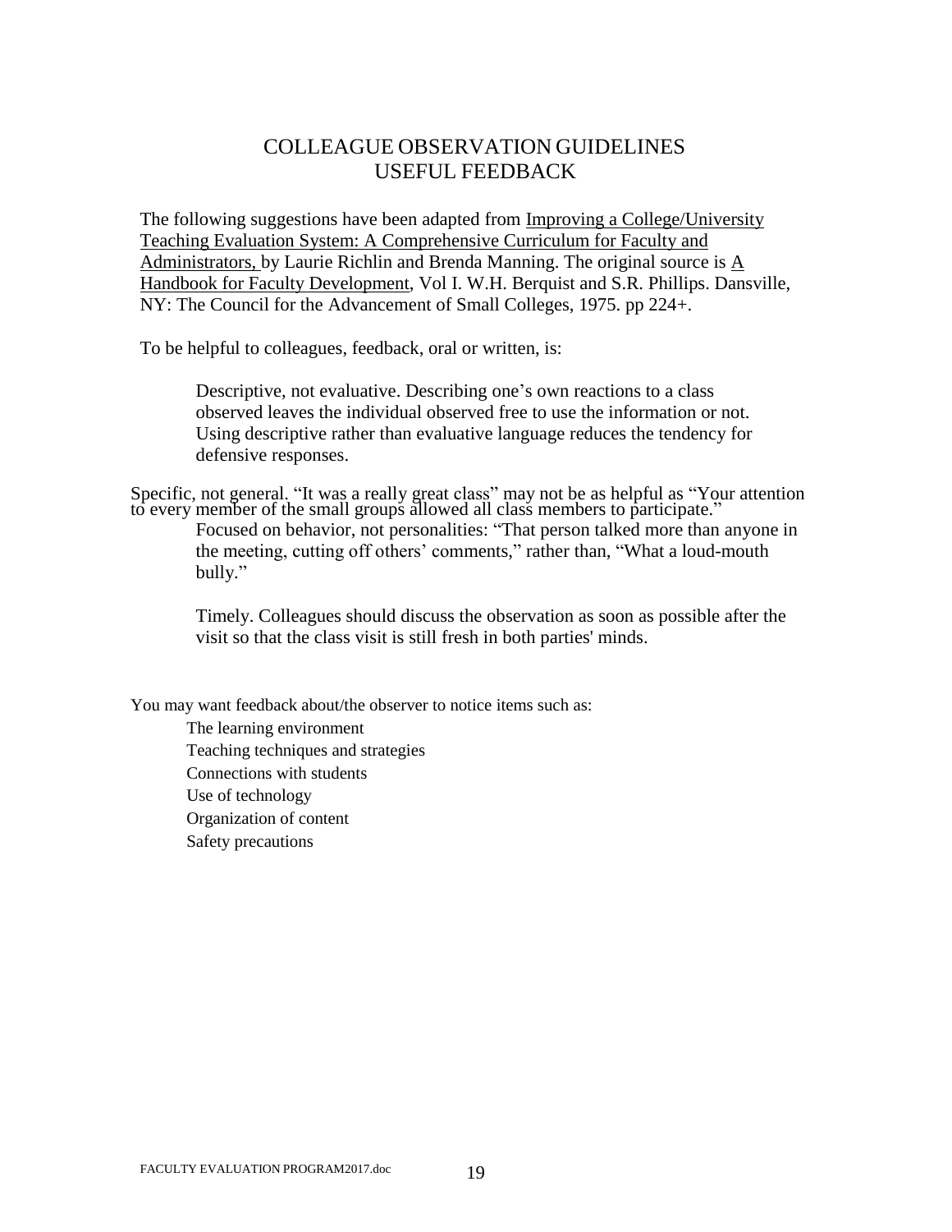# COLLEAGUE OBSERVATION GUIDELINES
## USEFUL FEEDBACK

The following suggestions have been adapted from Improving a College/University Teaching Evaluation System: A Comprehensive Curriculum for Faculty and Administrators, by Laurie Richlin and Brenda Manning. The original source is A Handbook for Faculty Development, Vol I. W.H. Berquist and S.R. Phillips. Dansville, NY: The Council for the Advancement of Small Colleges, 1975. pp 224+.

To be helpful to colleagues, feedback, oral or written, is:

Descriptive, not evaluative. Describing one's own reactions to a class observed leaves the individual observed free to use the information or not. Using descriptive rather than evaluative language reduces the tendency for defensive responses.

Specific, not general. "It was a really great class" may not be as helpful as "Your attention to every member of the small groups allowed all class members to participate."

Focused on behavior, not personalities: "That person talked more than anyone in the meeting, cutting off others' comments," rather than, "What a loud-mouth bully."

Timely. Colleagues should discuss the observation as soon as possible after the visit so that the class visit is still fresh in both parties' minds.

You may want feedback about/the observer to notice items such as:

- The learning environment
- Teaching techniques and strategies
- Connections with students
- Use of technology
- Organization of content
- Safety precautions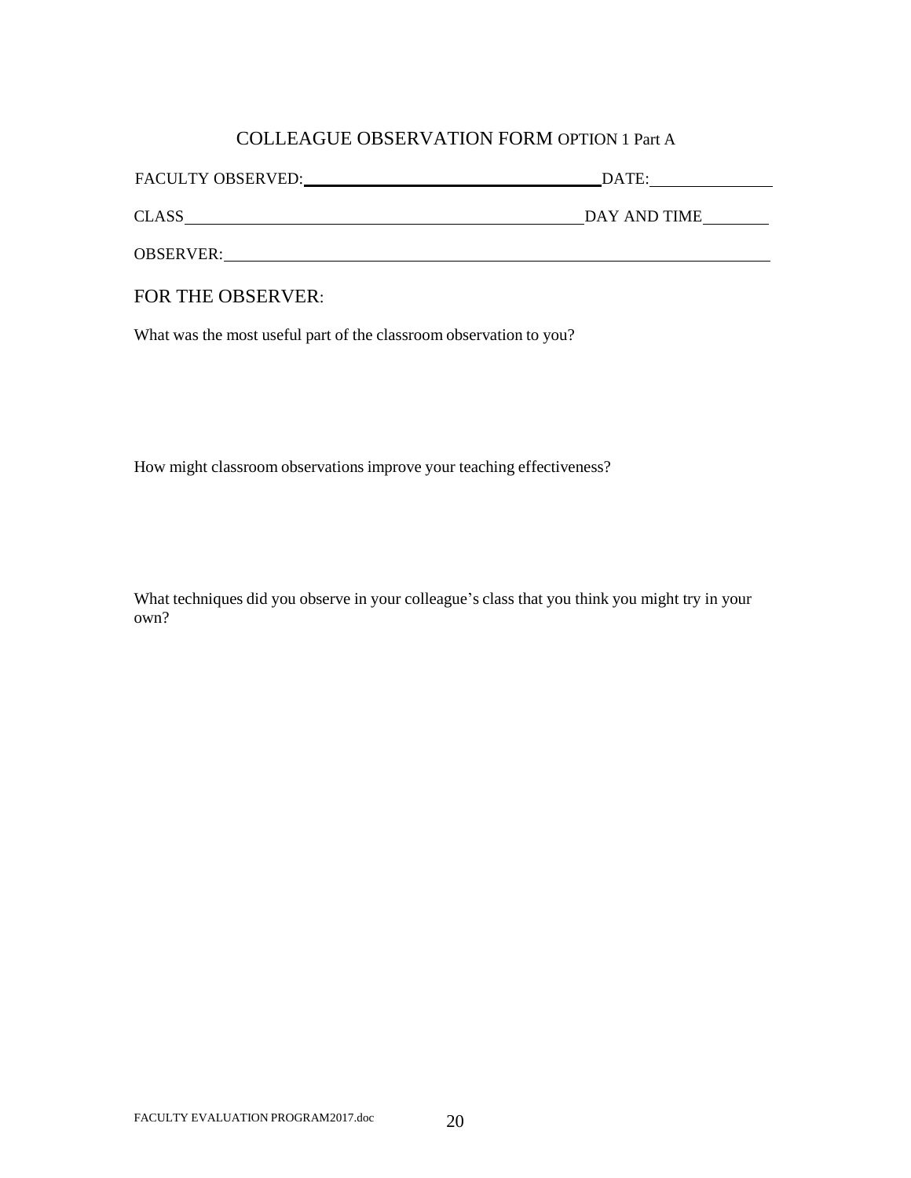## COLLEAGUE OBSERVATION FORM OPTION 1 Part A

FACULTY OBSERVED:_______________________________ DATE:______________

CLASS_____________________________________________ DAY AND TIME________

OBSERVER:___________________________________________________________

### FOR THE OBSERVER:

What was the most useful part of the classroom observation to you?

How might classroom observations improve your teaching effectiveness?

What techniques did you observe in your colleague's class that you think you might try in your own?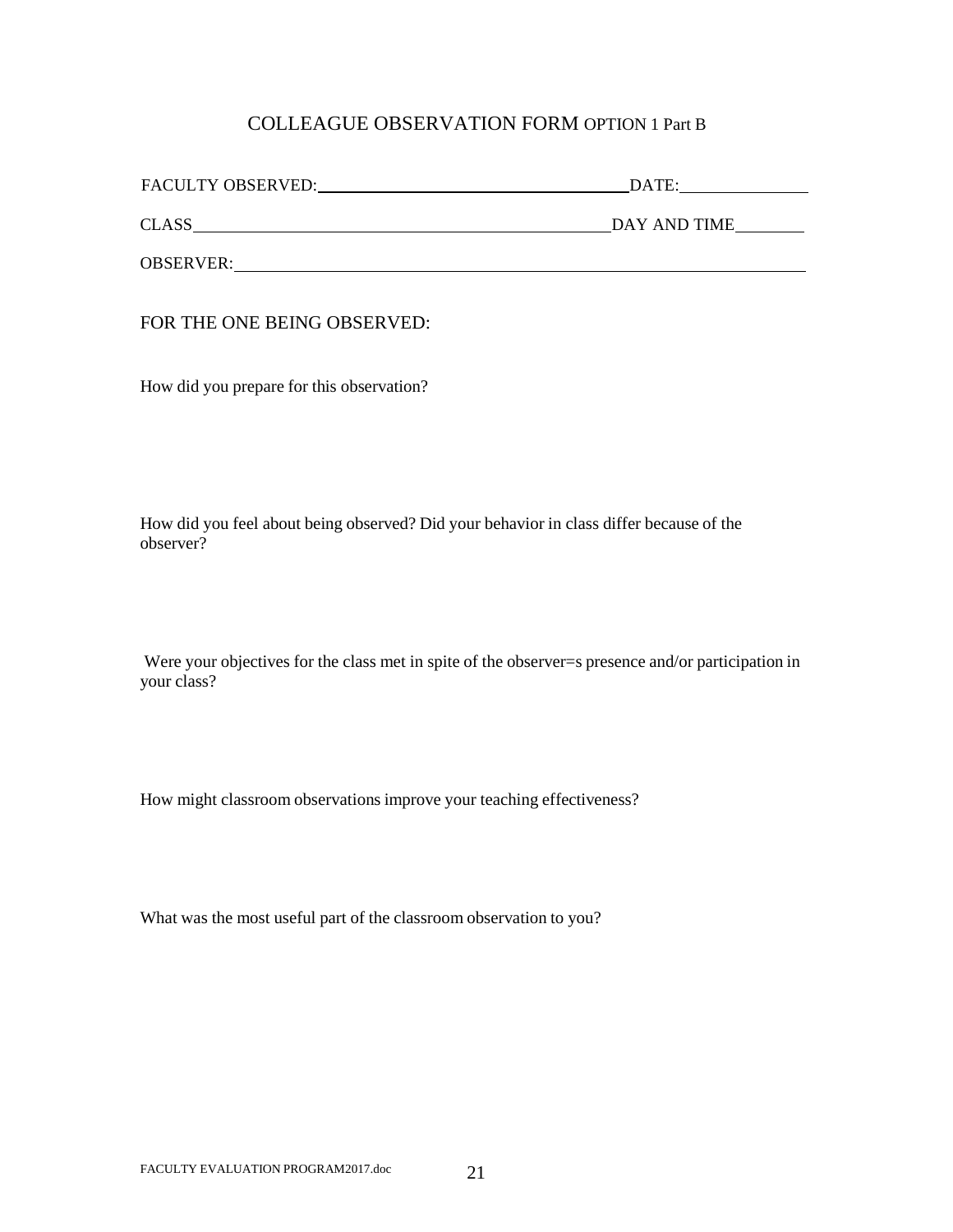# COLLEAGUE OBSERVATION FORM OPTION 1 Part B

FACULTY OBSERVED: ____________________________________ DATE: _______________

CLASS ________________________________________________ DAY AND TIME ________

OBSERVER: ______________________________________________________________

## FOR THE ONE BEING OBSERVED:

How did you prepare for this observation?

How did you feel about being observed? Did your behavior in class differ because of the observer?

Were your objectives for the class met in spite of the observer=s presence and/or participation in your class?

How might classroom observations improve your teaching effectiveness?

What was the most useful part of the classroom observation to you?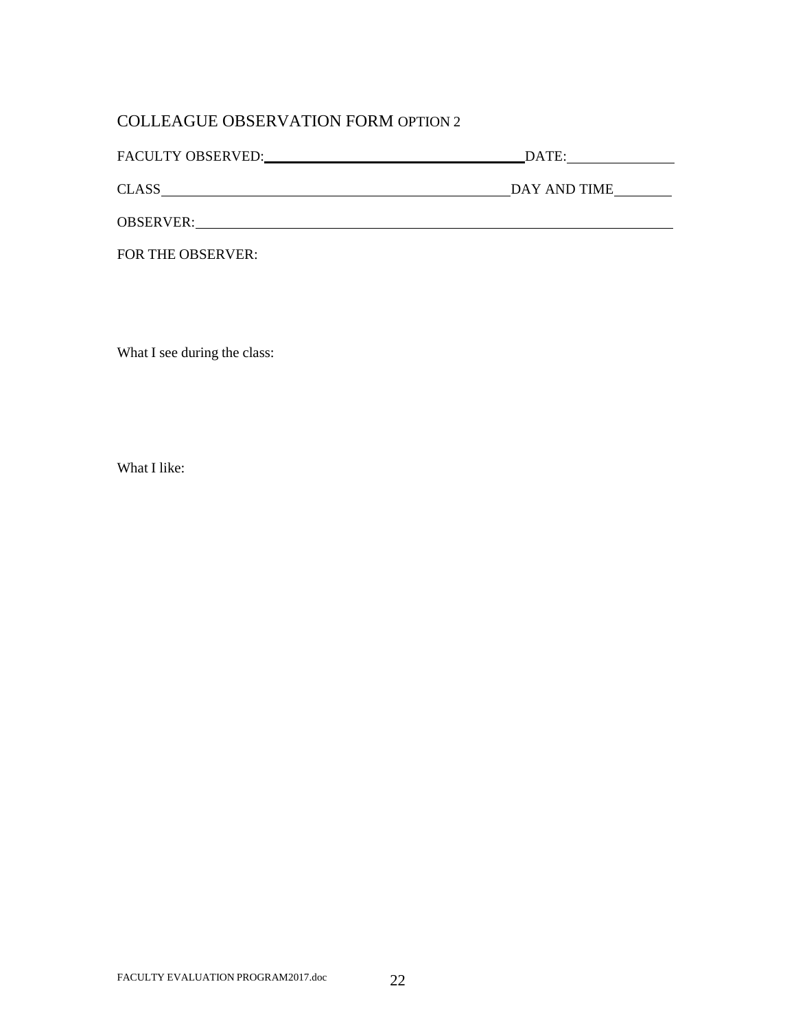# COLLEAGUE OBSERVATION FORM OPTION 2

FACULTY OBSERVED:\_\_\_\_\_\_\_\_\_\_\_\_\_\_\_\_\_\_\_\_\_\_\_\_\_\_\_\_\_\_\_\_\_\_\_\_ DATE:\_\_\_\_\_\_\_\_\_\_\_\_\_\_\_

CLASS\_\_\_\_\_\_\_\_\_\_\_\_\_\_\_\_\_\_\_\_\_\_\_\_\_\_\_\_\_\_\_\_\_\_\_\_\_\_\_\_\_\_\_\_\_\_\_\_ DAY AND TIME\_\_\_\_\_\_\_\_

OBSERVER:\_\_\_\_\_\_\_\_\_\_\_\_\_\_\_\_\_\_\_\_\_\_\_\_\_\_\_\_\_\_\_\_\_\_\_\_\_\_\_\_\_\_\_\_\_\_\_\_\_\_\_\_\_\_\_\_\_\_\_\_\_\_\_\_\_\_\_\_

FOR THE OBSERVER:

What I see during the class:

What I like: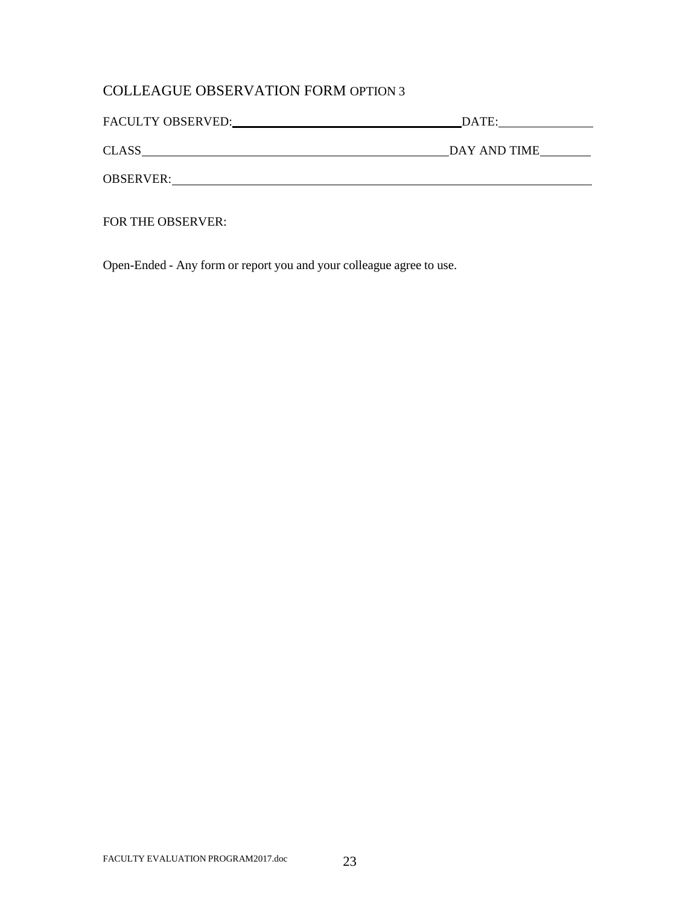## COLLEAGUE OBSERVATION FORM OPTION 3

FACULTY OBSERVED: ________________________________ DATE: ______________

CLASS ____________________________________________ DAY AND TIME ________

OBSERVER: ______________________________________________________________

FOR THE OBSERVER:

Open-Ended - Any form or report you and your colleague agree to use.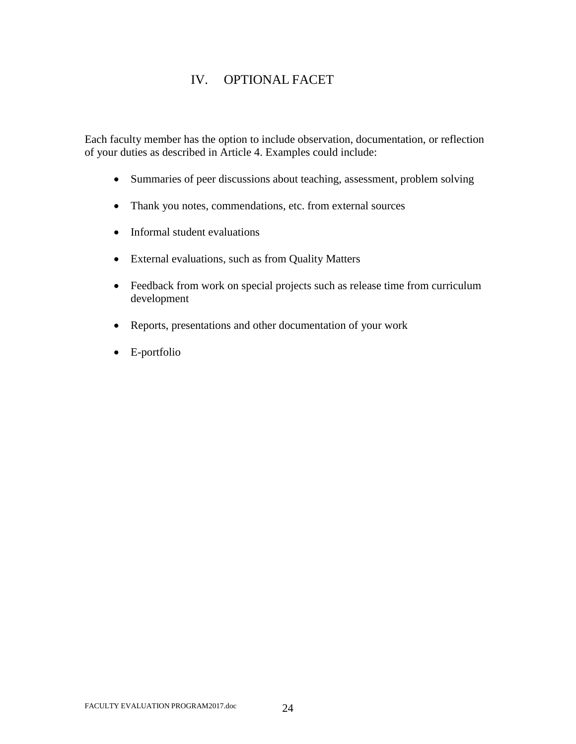# IV. OPTIONAL FACET

Each faculty member has the option to include observation, documentation, or reflection of your duties as described in Article 4. Examples could include:

- Summaries of peer discussions about teaching, assessment, problem solving
- Thank you notes, commendations, etc. from external sources
- Informal student evaluations
- External evaluations, such as from Quality Matters
- Feedback from work on special projects such as release time from curriculum development
- Reports, presentations and other documentation of your work
- E-portfolio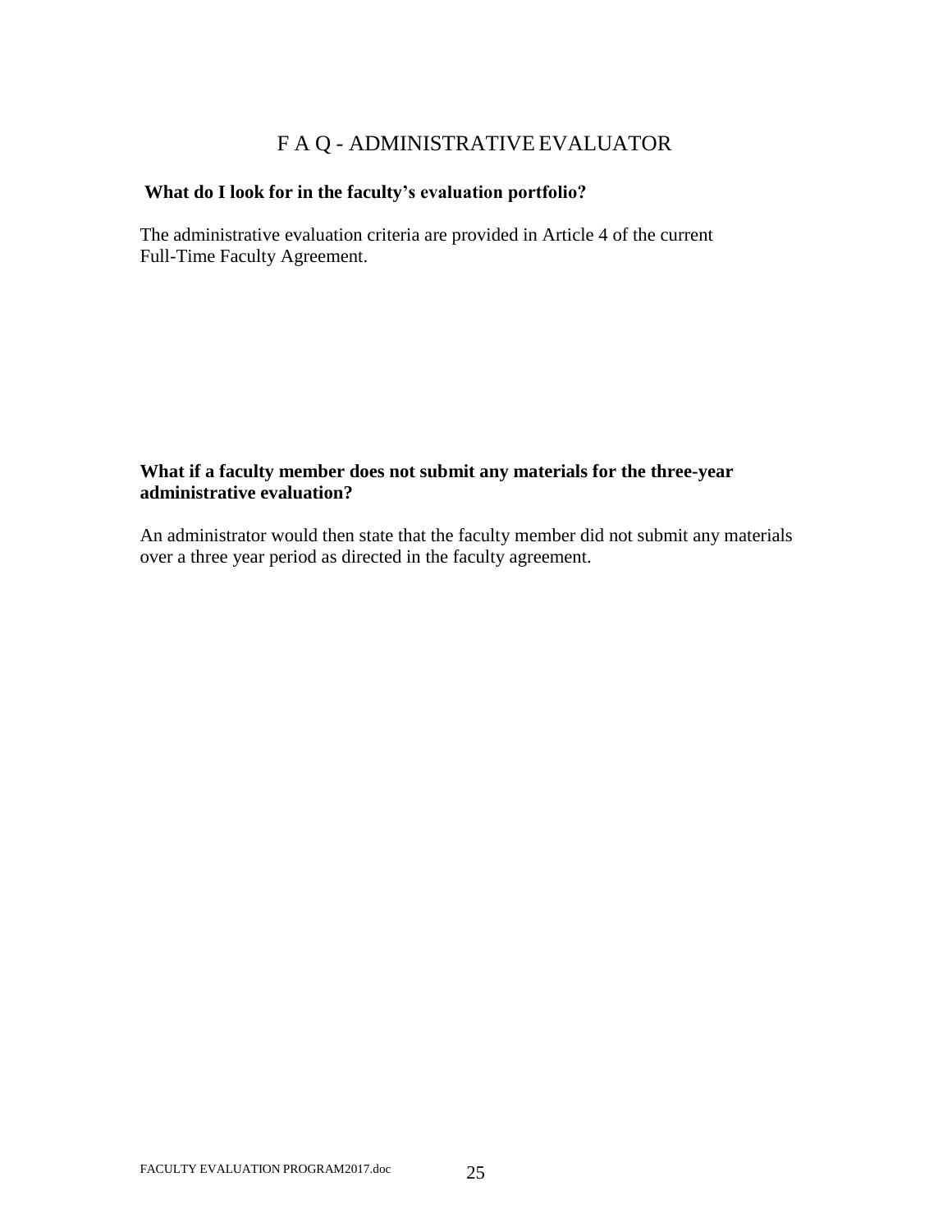# F A Q - ADMINISTRATIVE EVALUATOR

**What do I look for in the faculty's evaluation portfolio?**

The administrative evaluation criteria are provided in Article 4 of the current Full-Time Faculty Agreement.

**What if a faculty member does not submit any materials for the three-year administrative evaluation?**

An administrator would then state that the faculty member did not submit any materials over a three year period as directed in the faculty agreement.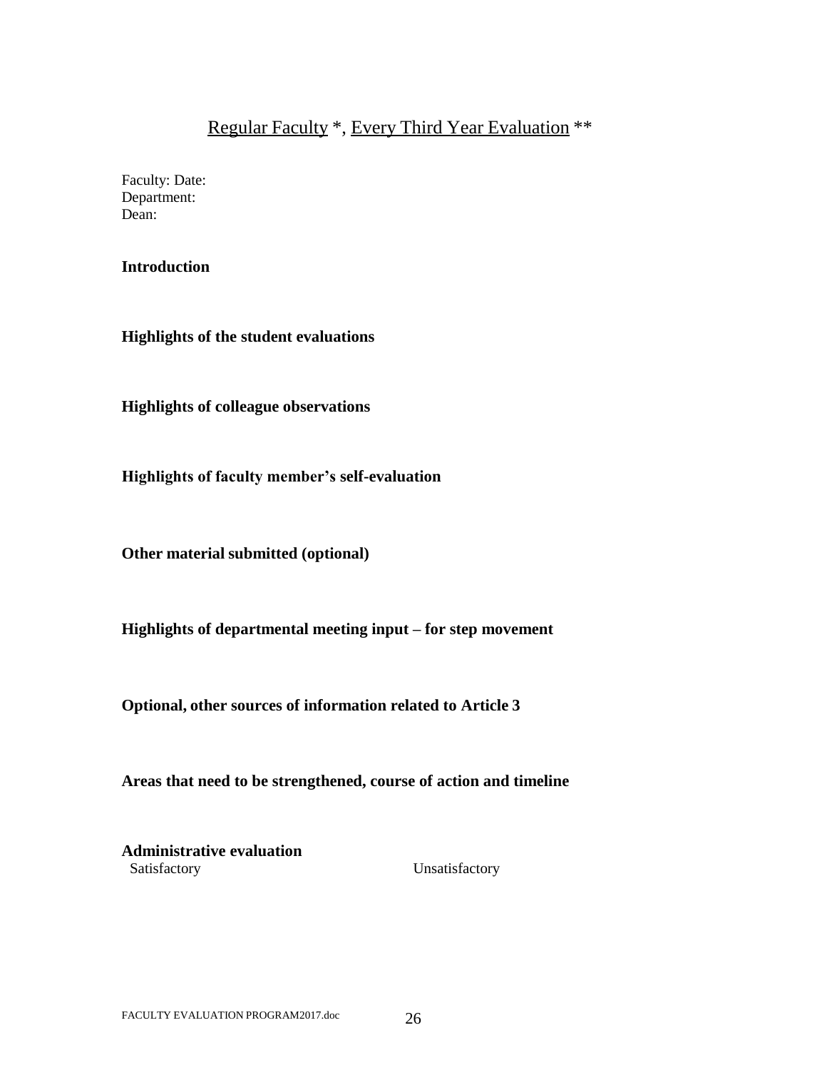<u>Regular Faculty</u> *, <u>Every Third Year Evaluation</u> **

Faculty: Date:
Department:
Dean:

**Introduction**

**Highlights of the student evaluations**

**Highlights of colleague observations**

**Highlights of faculty member's self-evaluation**

**Other material submitted (optional)**

**Highlights of departmental meeting input – for step movement**

**Optional, other sources of information related to Article 3**

**Areas that need to be strengthened, course of action and timeline**

**Administrative evaluation**

Satisfactory Unsatisfactory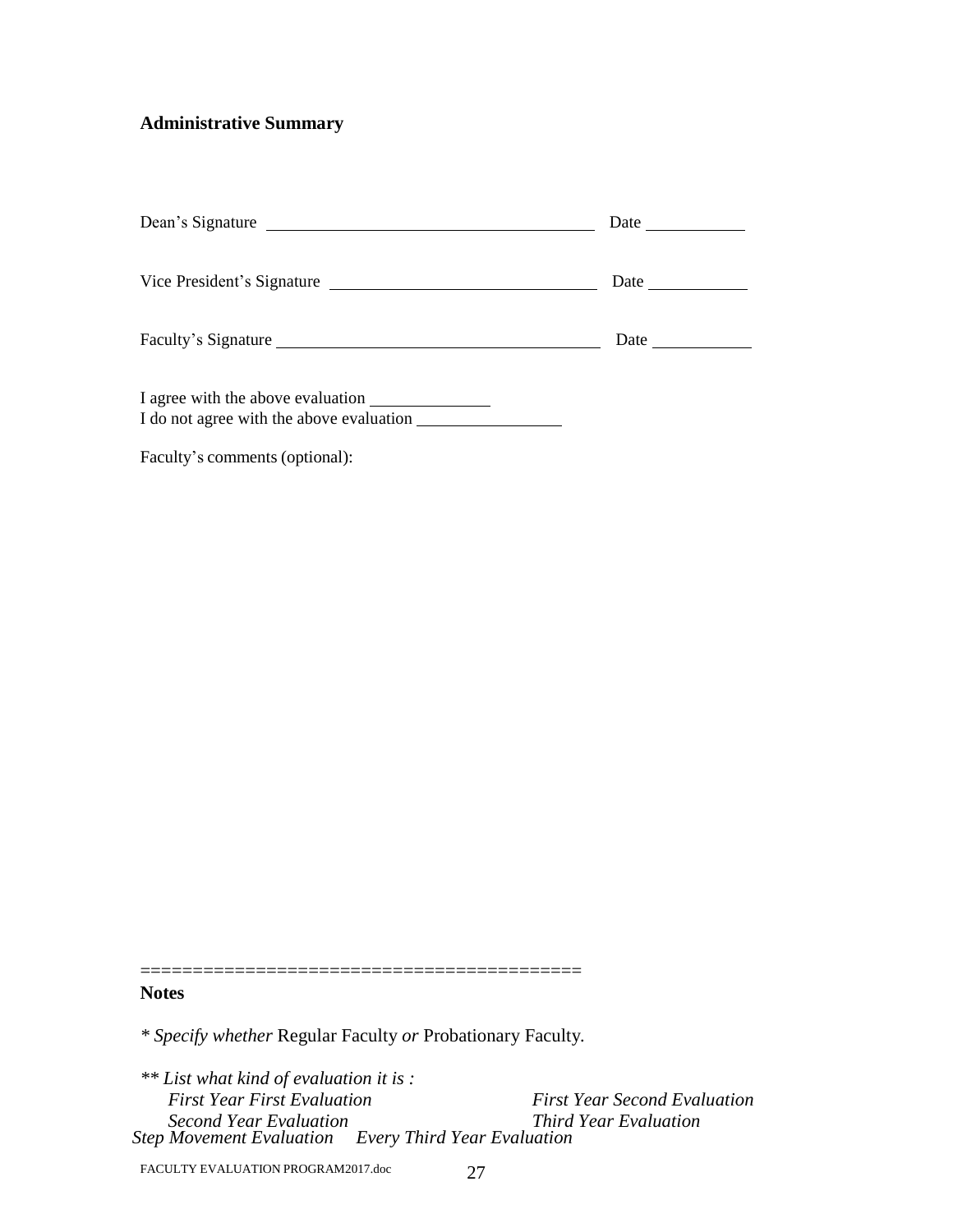**Administrative Summary**

Dean's Signature ______________________________ Date __________

Vice President's Signature ______________________________ Date __________

Faculty's Signature ______________________________ Date __________

I agree with the above evaluation ______________
I do not agree with the above evaluation ______________

Faculty's comments (optional):

=========================================

**Notes**

*\* Specify whether* Regular Faculty *or* Probationary Faculty.

*\*\* List what kind of evaluation it is :*

*First Year First Evaluation* *First Year Second Evaluation*
*Second Year Evaluation* *Third Year Evaluation*
*Step Movement Evaluation* *Every Third Year Evaluation*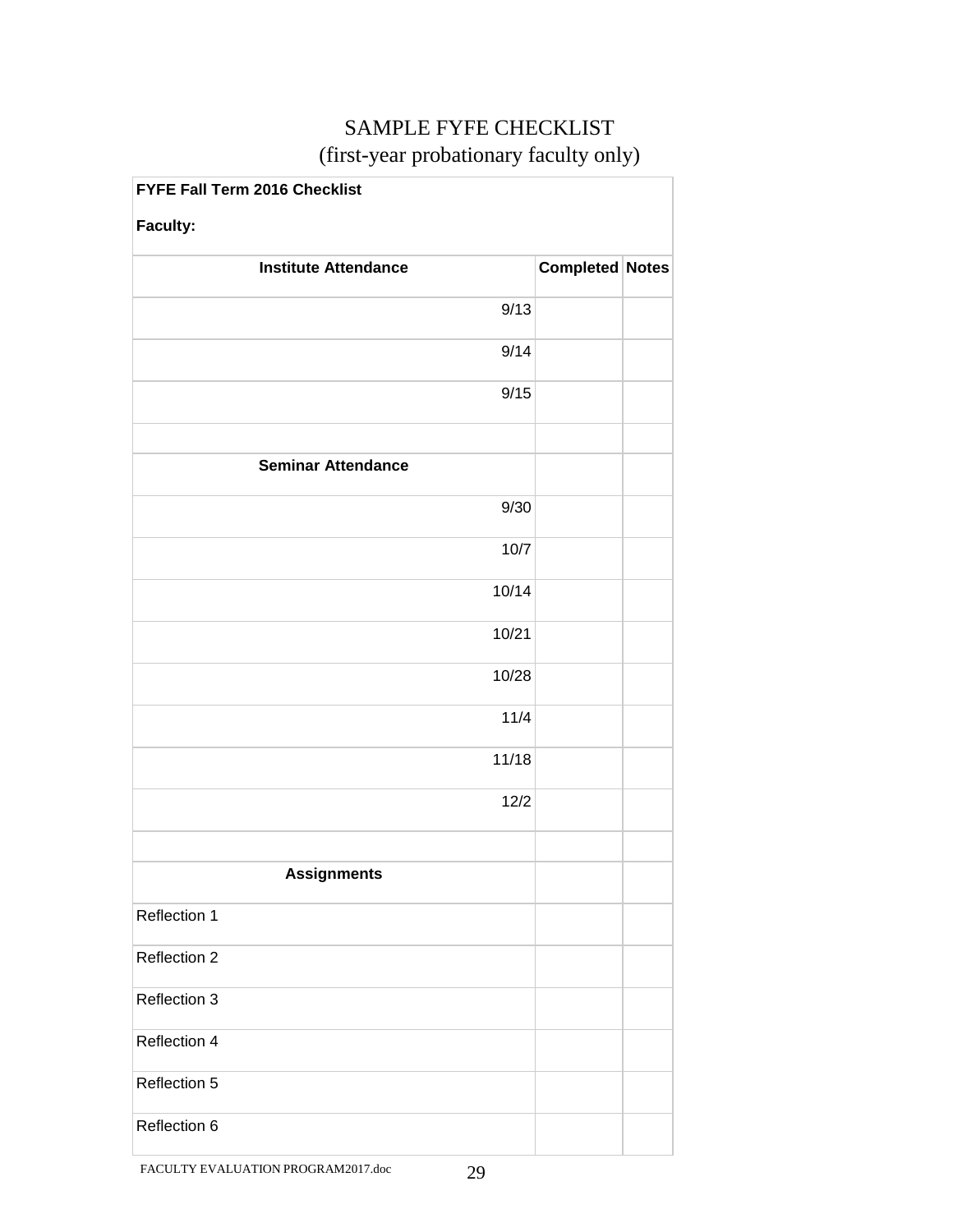# SAMPLE FYFE CHECKLIST
## (first-year probationary faculty only)

**FYFE Fall Term 2016 Checklist**

**Faculty:**

| **Institute Attendance** | **Completed** | **Notes** |
|---|---|---|
| 9/13 | | |
| 9/14 | | |
| 9/15 | | |
| | | |
| **Seminar Attendance** | | |
| 9/30 | | |
| 10/7 | | |
| 10/14 | | |
| 10/21 | | |
| 10/28 | | |
| 11/4 | | |
| 11/18 | | |
| 12/2 | | |
| | | |
| **Assignments** | | |
| Reflection 1 | | |
| Reflection 2 | | |
| Reflection 3 | | |
| Reflection 4 | | |
| Reflection 5 | | |
| Reflection 6 | | |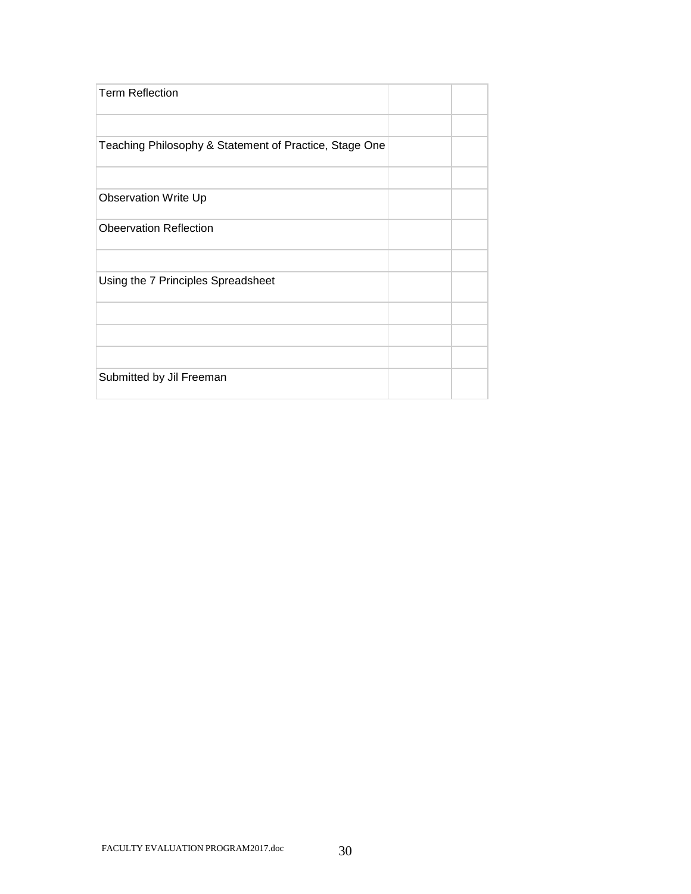| | | |
|---|---|---|
| Term Reflection | | |
| | | |
| Teaching Philosophy & Statement of Practice, Stage One | | |
| | | |
| Observation Write Up | | |
| Obeervation Reflection | | |
| | | |
| Using the 7 Principles Spreadsheet | | |
| | | |
| | | |
| | | |
| Submitted by Jil Freeman | | |